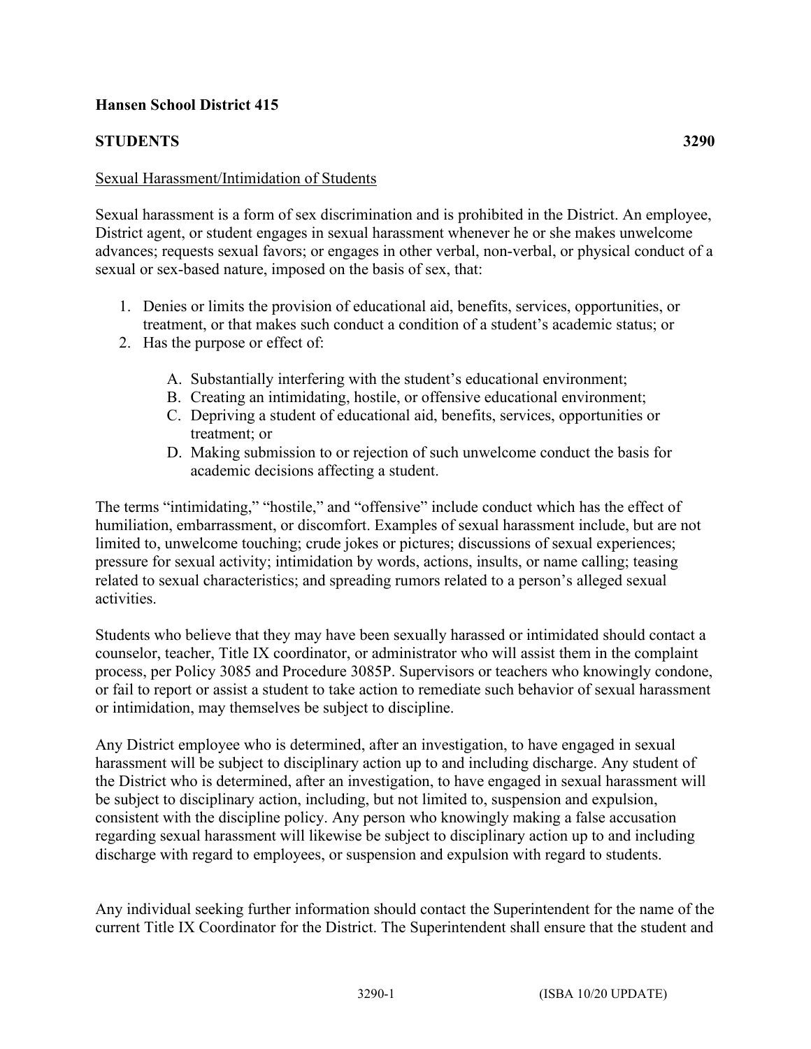**Hansen School District 415**

**STUDENTS** **3290**

Sexual Harassment/Intimidation of Students

Sexual harassment is a form of sex discrimination and is prohibited in the District. An employee, District agent, or student engages in sexual harassment whenever he or she makes unwelcome advances; requests sexual favors; or engages in other verbal, non-verbal, or physical conduct of a sexual or sex-based nature, imposed on the basis of sex, that:

1. Denies or limits the provision of educational aid, benefits, services, opportunities, or treatment, or that makes such conduct a condition of a student's academic status; or
2. Has the purpose or effect of:

   A. Substantially interfering with the student's educational environment;
   B. Creating an intimidating, hostile, or offensive educational environment;
   C. Depriving a student of educational aid, benefits, services, opportunities or treatment; or
   D. Making submission to or rejection of such unwelcome conduct the basis for academic decisions affecting a student.

The terms "intimidating," "hostile," and "offensive" include conduct which has the effect of humiliation, embarrassment, or discomfort. Examples of sexual harassment include, but are not limited to, unwelcome touching; crude jokes or pictures; discussions of sexual experiences; pressure for sexual activity; intimidation by words, actions, insults, or name calling; teasing related to sexual characteristics; and spreading rumors related to a person's alleged sexual activities.

Students who believe that they may have been sexually harassed or intimidated should contact a counselor, teacher, Title IX coordinator, or administrator who will assist them in the complaint process, per Policy 3085 and Procedure 3085P. Supervisors or teachers who knowingly condone, or fail to report or assist a student to take action to remediate such behavior of sexual harassment or intimidation, may themselves be subject to discipline.

Any District employee who is determined, after an investigation, to have engaged in sexual harassment will be subject to disciplinary action up to and including discharge. Any student of the District who is determined, after an investigation, to have engaged in sexual harassment will be subject to disciplinary action, including, but not limited to, suspension and expulsion, consistent with the discipline policy. Any person who knowingly making a false accusation regarding sexual harassment will likewise be subject to disciplinary action up to and including discharge with regard to employees, or suspension and expulsion with regard to students.

Any individual seeking further information should contact the Superintendent for the name of the current Title IX Coordinator for the District. The Superintendent shall ensure that the student and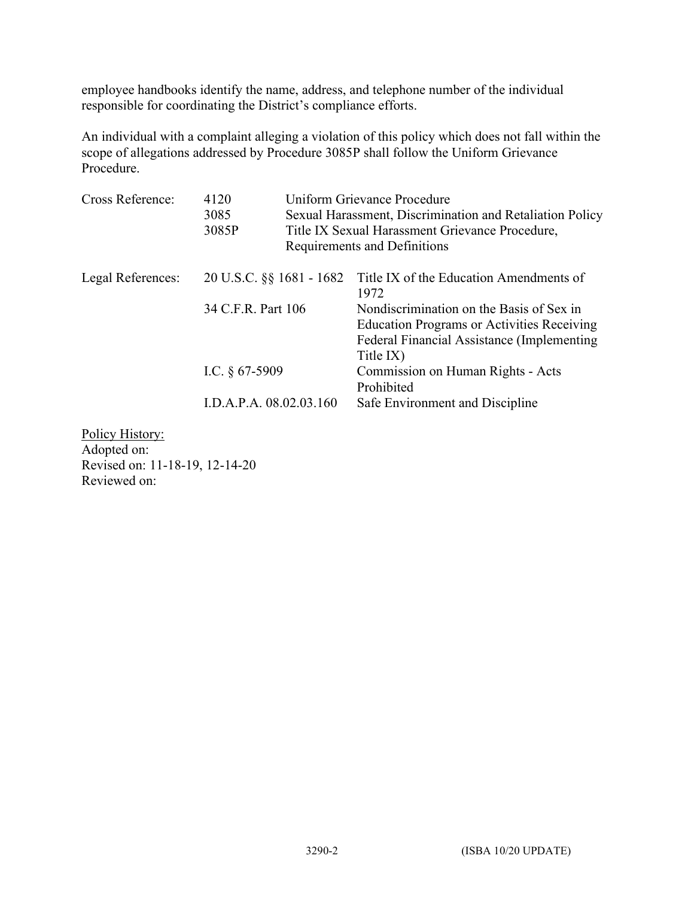employee handbooks identify the name, address, and telephone number of the individual responsible for coordinating the District's compliance efforts.

An individual with a complaint alleging a violation of this policy which does not fall within the scope of allegations addressed by Procedure 3085P shall follow the Uniform Grievance Procedure.

| | | |
|---|---|---|
| Cross Reference: | 4120 | Uniform Grievance Procedure |
| | 3085 | Sexual Harassment, Discrimination and Retaliation Policy |
| | 3085P | Title IX Sexual Harassment Grievance Procedure, Requirements and Definitions |

| | | |
|---|---|---|
| Legal References: | 20 U.S.C. §§ 1681 - 1682 | Title IX of the Education Amendments of 1972 |
| | 34 C.F.R. Part 106 | Nondiscrimination on the Basis of Sex in Education Programs or Activities Receiving Federal Financial Assistance (Implementing Title IX) |
| | I.C. § 67-5909 | Commission on Human Rights - Acts Prohibited |
| | I.D.A.P.A. 08.02.03.160 | Safe Environment and Discipline |

Policy History:
Adopted on:
Revised on: 11-18-19, 12-14-20
Reviewed on: